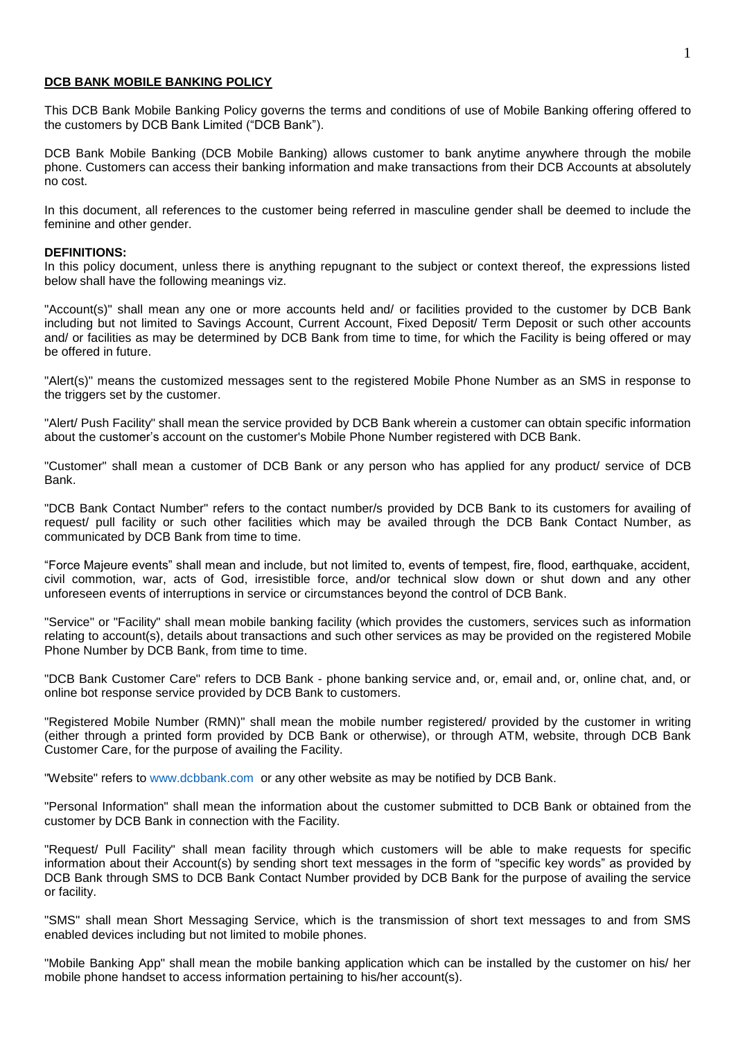**DCB BANK MOBILE BANKING POLICY**

This DCB Bank Mobile Banking Policy governs the terms and conditions of use of Mobile Banking offering offered to the customers by DCB Bank Limited ("DCB Bank").

DCB Bank Mobile Banking (DCB Mobile Banking) allows customer to bank anytime anywhere through the mobile phone. Customers can access their banking information and make transactions from their DCB Accounts at absolutely no cost.

In this document, all references to the customer being referred in masculine gender shall be deemed to include the feminine and other gender.

**DEFINITIONS:**

In this policy document, unless there is anything repugnant to the subject or context thereof, the expressions listed below shall have the following meanings viz.

"Account(s)" shall mean any one or more accounts held and/ or facilities provided to the customer by DCB Bank including but not limited to Savings Account, Current Account, Fixed Deposit/ Term Deposit or such other accounts and/ or facilities as may be determined by DCB Bank from time to time, for which the Facility is being offered or may be offered in future.

"Alert(s)" means the customized messages sent to the registered Mobile Phone Number as an SMS in response to the triggers set by the customer.

"Alert/ Push Facility" shall mean the service provided by DCB Bank wherein a customer can obtain specific information about the customer's account on the customer's Mobile Phone Number registered with DCB Bank.

"Customer" shall mean a customer of DCB Bank or any person who has applied for any product/ service of DCB Bank.

"DCB Bank Contact Number" refers to the contact number/s provided by DCB Bank to its customers for availing of request/ pull facility or such other facilities which may be availed through the DCB Bank Contact Number, as communicated by DCB Bank from time to time.

"Force Majeure events" shall mean and include, but not limited to, events of tempest, fire, flood, earthquake, accident, civil commotion, war, acts of God, irresistible force, and/or technical slow down or shut down and any other unforeseen events of interruptions in service or circumstances beyond the control of DCB Bank.

"Service" or "Facility" shall mean mobile banking facility (which provides the customers, services such as information relating to account(s), details about transactions and such other services as may be provided on the registered Mobile Phone Number by DCB Bank, from time to time.

"DCB Bank Customer Care" refers to DCB Bank - phone banking service and, or, email and, or, online chat, and, or online bot response service provided by DCB Bank to customers.

"Registered Mobile Number (RMN)" shall mean the mobile number registered/ provided by the customer in writing (either through a printed form provided by DCB Bank or otherwise), or through ATM, website, through DCB Bank Customer Care, for the purpose of availing the Facility.

"Website" refers to www.dcbbank.com or any other website as may be notified by DCB Bank.

"Personal Information" shall mean the information about the customer submitted to DCB Bank or obtained from the customer by DCB Bank in connection with the Facility.

"Request/ Pull Facility" shall mean facility through which customers will be able to make requests for specific information about their Account(s) by sending short text messages in the form of "specific key words" as provided by DCB Bank through SMS to DCB Bank Contact Number provided by DCB Bank for the purpose of availing the service or facility.

"SMS" shall mean Short Messaging Service, which is the transmission of short text messages to and from SMS enabled devices including but not limited to mobile phones.

"Mobile Banking App" shall mean the mobile banking application which can be installed by the customer on his/ her mobile phone handset to access information pertaining to his/her account(s).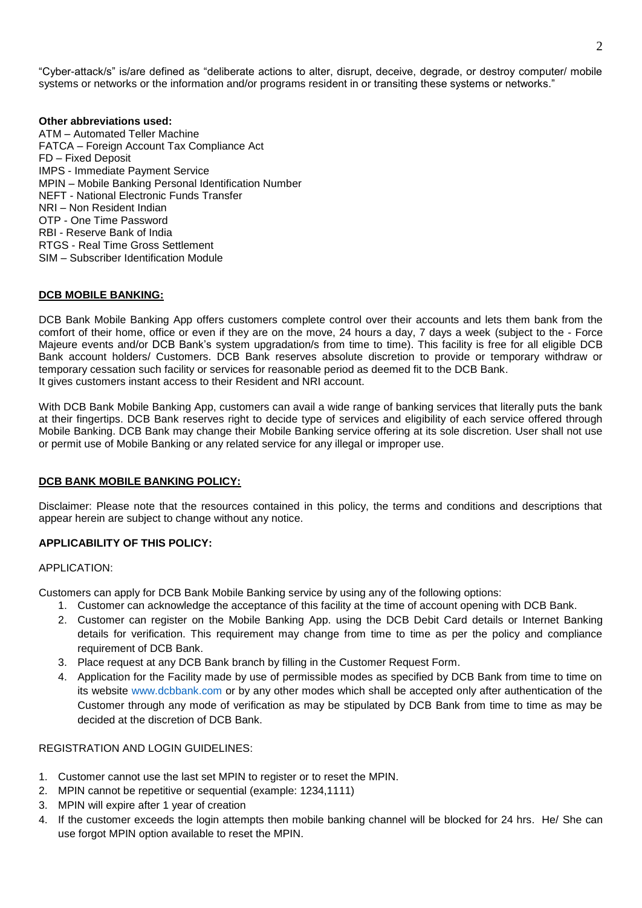"Cyber-attack/s" is/are defined as "deliberate actions to alter, disrupt, deceive, degrade, or destroy computer/ mobile systems or networks or the information and/or programs resident in or transiting these systems or networks."

**Other abbreviations used:**
ATM – Automated Teller Machine
FATCA – Foreign Account Tax Compliance Act
FD – Fixed Deposit
IMPS - Immediate Payment Service
MPIN – Mobile Banking Personal Identification Number
NEFT - National Electronic Funds Transfer
NRI – Non Resident Indian
OTP - One Time Password
RBI - Reserve Bank of India
RTGS - Real Time Gross Settlement
SIM – Subscriber Identification Module

## DCB MOBILE BANKING:

DCB Bank Mobile Banking App offers customers complete control over their accounts and lets them bank from the comfort of their home, office or even if they are on the move, 24 hours a day, 7 days a week (subject to the - Force Majeure events and/or DCB Bank's system upgradation/s from time to time). This facility is free for all eligible DCB Bank account holders/ Customers. DCB Bank reserves absolute discretion to provide or temporary withdraw or temporary cessation such facility or services for reasonable period as deemed fit to the DCB Bank.
It gives customers instant access to their Resident and NRI account.

With DCB Bank Mobile Banking App, customers can avail a wide range of banking services that literally puts the bank at their fingertips. DCB Bank reserves right to decide type of services and eligibility of each service offered through Mobile Banking. DCB Bank may change their Mobile Banking service offering at its sole discretion. User shall not use or permit use of Mobile Banking or any related service for any illegal or improper use.

## DCB BANK MOBILE BANKING POLICY:

Disclaimer: Please note that the resources contained in this policy, the terms and conditions and descriptions that appear herein are subject to change without any notice.

### APPLICABILITY OF THIS POLICY:

APPLICATION:

Customers can apply for DCB Bank Mobile Banking service by using any of the following options:

1. Customer can acknowledge the acceptance of this facility at the time of account opening with DCB Bank.
2. Customer can register on the Mobile Banking App. using the DCB Debit Card details or Internet Banking details for verification. This requirement may change from time to time as per the policy and compliance requirement of DCB Bank.
3. Place request at any DCB Bank branch by filling in the Customer Request Form.
4. Application for the Facility made by use of permissible modes as specified by DCB Bank from time to time on its website www.dcbbank.com or by any other modes which shall be accepted only after authentication of the Customer through any mode of verification as may be stipulated by DCB Bank from time to time as may be decided at the discretion of DCB Bank.

REGISTRATION AND LOGIN GUIDELINES:

1. Customer cannot use the last set MPIN to register or to reset the MPIN.
2. MPIN cannot be repetitive or sequential (example: 1234,1111)
3. MPIN will expire after 1 year of creation
4. If the customer exceeds the login attempts then mobile banking channel will be blocked for 24 hrs. He/ She can use forgot MPIN option available to reset the MPIN.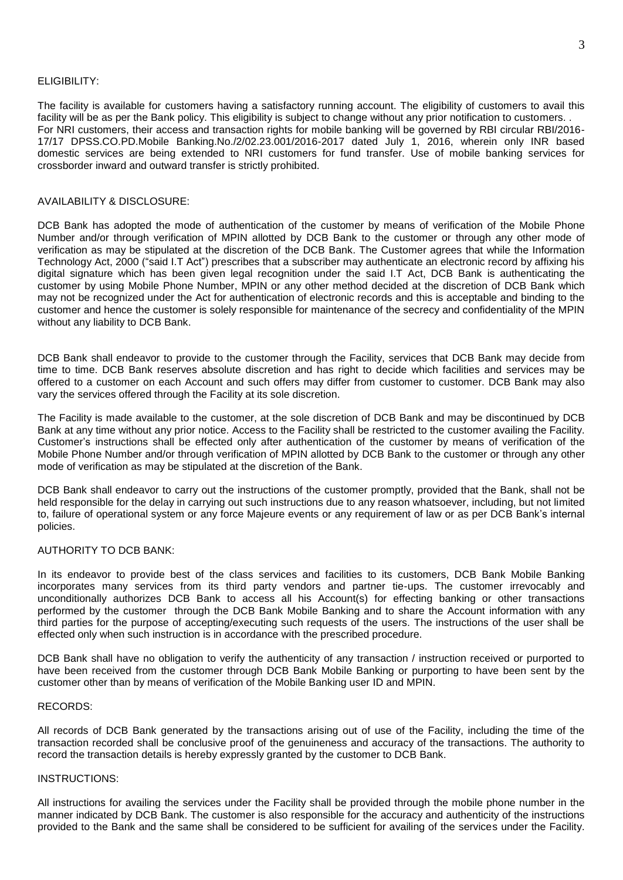## ELIGIBILITY:

The facility is available for customers having a satisfactory running account. The eligibility of customers to avail this facility will be as per the Bank policy. This eligibility is subject to change without any prior notification to customers. .
For NRI customers, their access and transaction rights for mobile banking will be governed by RBI circular RBI/2016-17/17 DPSS.CO.PD.Mobile Banking.No./2/02.23.001/2016-2017 dated July 1, 2016, wherein only INR based domestic services are being extended to NRI customers for fund transfer. Use of mobile banking services for crossborder inward and outward transfer is strictly prohibited.

## AVAILABILITY & DISCLOSURE:

DCB Bank has adopted the mode of authentication of the customer by means of verification of the Mobile Phone Number and/or through verification of MPIN allotted by DCB Bank to the customer or through any other mode of verification as may be stipulated at the discretion of the DCB Bank. The Customer agrees that while the Information Technology Act, 2000 ("said I.T Act") prescribes that a subscriber may authenticate an electronic record by affixing his digital signature which has been given legal recognition under the said I.T Act, DCB Bank is authenticating the customer by using Mobile Phone Number, MPIN or any other method decided at the discretion of DCB Bank which may not be recognized under the Act for authentication of electronic records and this is acceptable and binding to the customer and hence the customer is solely responsible for maintenance of the secrecy and confidentiality of the MPIN without any liability to DCB Bank.

DCB Bank shall endeavor to provide to the customer through the Facility, services that DCB Bank may decide from time to time. DCB Bank reserves absolute discretion and has right to decide which facilities and services may be offered to a customer on each Account and such offers may differ from customer to customer. DCB Bank may also vary the services offered through the Facility at its sole discretion.

The Facility is made available to the customer, at the sole discretion of DCB Bank and may be discontinued by DCB Bank at any time without any prior notice. Access to the Facility shall be restricted to the customer availing the Facility. Customer's instructions shall be effected only after authentication of the customer by means of verification of the Mobile Phone Number and/or through verification of MPIN allotted by DCB Bank to the customer or through any other mode of verification as may be stipulated at the discretion of the Bank.

DCB Bank shall endeavor to carry out the instructions of the customer promptly, provided that the Bank, shall not be held responsible for the delay in carrying out such instructions due to any reason whatsoever, including, but not limited to, failure of operational system or any force Majeure events or any requirement of law or as per DCB Bank's internal policies.

## AUTHORITY TO DCB BANK:

In its endeavor to provide best of the class services and facilities to its customers, DCB Bank Mobile Banking incorporates many services from its third party vendors and partner tie-ups. The customer irrevocably and unconditionally authorizes DCB Bank to access all his Account(s) for effecting banking or other transactions performed by the customer through the DCB Bank Mobile Banking and to share the Account information with any third parties for the purpose of accepting/executing such requests of the users. The instructions of the user shall be effected only when such instruction is in accordance with the prescribed procedure.

DCB Bank shall have no obligation to verify the authenticity of any transaction / instruction received or purported to have been received from the customer through DCB Bank Mobile Banking or purporting to have been sent by the customer other than by means of verification of the Mobile Banking user ID and MPIN.

## RECORDS:

All records of DCB Bank generated by the transactions arising out of use of the Facility, including the time of the transaction recorded shall be conclusive proof of the genuineness and accuracy of the transactions. The authority to record the transaction details is hereby expressly granted by the customer to DCB Bank.

## INSTRUCTIONS:

All instructions for availing the services under the Facility shall be provided through the mobile phone number in the manner indicated by DCB Bank. The customer is also responsible for the accuracy and authenticity of the instructions provided to the Bank and the same shall be considered to be sufficient for availing of the services under the Facility.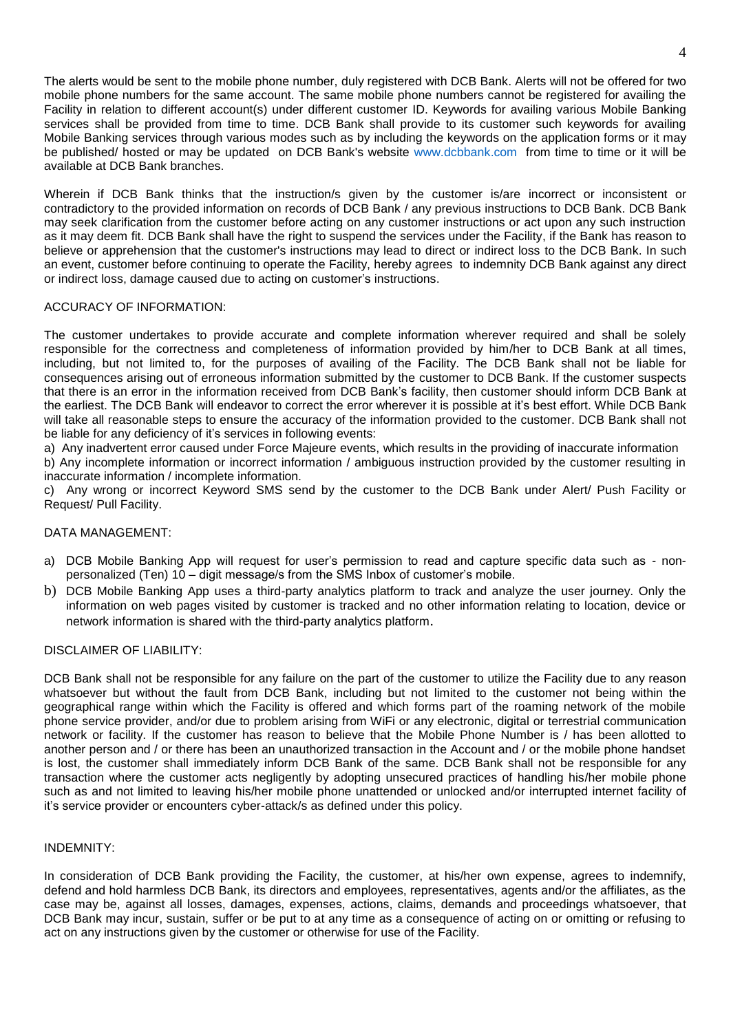The alerts would be sent to the mobile phone number, duly registered with DCB Bank. Alerts will not be offered for two mobile phone numbers for the same account. The same mobile phone numbers cannot be registered for availing the Facility in relation to different account(s) under different customer ID. Keywords for availing various Mobile Banking services shall be provided from time to time. DCB Bank shall provide to its customer such keywords for availing Mobile Banking services through various modes such as by including the keywords on the application forms or it may be published/ hosted or may be updated on DCB Bank's website www.dcbbank.com from time to time or it will be available at DCB Bank branches.

Wherein if DCB Bank thinks that the instruction/s given by the customer is/are incorrect or inconsistent or contradictory to the provided information on records of DCB Bank / any previous instructions to DCB Bank. DCB Bank may seek clarification from the customer before acting on any customer instructions or act upon any such instruction as it may deem fit. DCB Bank shall have the right to suspend the services under the Facility, if the Bank has reason to believe or apprehension that the customer's instructions may lead to direct or indirect loss to the DCB Bank. In such an event, customer before continuing to operate the Facility, hereby agrees to indemnity DCB Bank against any direct or indirect loss, damage caused due to acting on customer's instructions.

ACCURACY OF INFORMATION:

The customer undertakes to provide accurate and complete information wherever required and shall be solely responsible for the correctness and completeness of information provided by him/her to DCB Bank at all times, including, but not limited to, for the purposes of availing of the Facility. The DCB Bank shall not be liable for consequences arising out of erroneous information submitted by the customer to DCB Bank. If the customer suspects that there is an error in the information received from DCB Bank's facility, then customer should inform DCB Bank at the earliest. The DCB Bank will endeavor to correct the error wherever it is possible at it's best effort. While DCB Bank will take all reasonable steps to ensure the accuracy of the information provided to the customer. DCB Bank shall not be liable for any deficiency of it's services in following events:

a) Any inadvertent error caused under Force Majeure events, which results in the providing of inaccurate information

b) Any incomplete information or incorrect information / ambiguous instruction provided by the customer resulting in inaccurate information / incomplete information.

c) Any wrong or incorrect Keyword SMS send by the customer to the DCB Bank under Alert/ Push Facility or Request/ Pull Facility.

DATA MANAGEMENT:

a) DCB Mobile Banking App will request for user's permission to read and capture specific data such as - non-personalized (Ten) 10 – digit message/s from the SMS Inbox of customer's mobile.
b) DCB Mobile Banking App uses a third-party analytics platform to track and analyze the user journey. Only the information on web pages visited by customer is tracked and no other information relating to location, device or network information is shared with the third-party analytics platform.

DISCLAIMER OF LIABILITY:

DCB Bank shall not be responsible for any failure on the part of the customer to utilize the Facility due to any reason whatsoever but without the fault from DCB Bank, including but not limited to the customer not being within the geographical range within which the Facility is offered and which forms part of the roaming network of the mobile phone service provider, and/or due to problem arising from WiFi or any electronic, digital or terrestrial communication network or facility. If the customer has reason to believe that the Mobile Phone Number is / has been allotted to another person and / or there has been an unauthorized transaction in the Account and / or the mobile phone handset is lost, the customer shall immediately inform DCB Bank of the same. DCB Bank shall not be responsible for any transaction where the customer acts negligently by adopting unsecured practices of handling his/her mobile phone such as and not limited to leaving his/her mobile phone unattended or unlocked and/or interrupted internet facility of it's service provider or encounters cyber-attack/s as defined under this policy.

INDEMNITY:

In consideration of DCB Bank providing the Facility, the customer, at his/her own expense, agrees to indemnify, defend and hold harmless DCB Bank, its directors and employees, representatives, agents and/or the affiliates, as the case may be, against all losses, damages, expenses, actions, claims, demands and proceedings whatsoever, that DCB Bank may incur, sustain, suffer or be put to at any time as a consequence of acting on or omitting or refusing to act on any instructions given by the customer or otherwise for use of the Facility.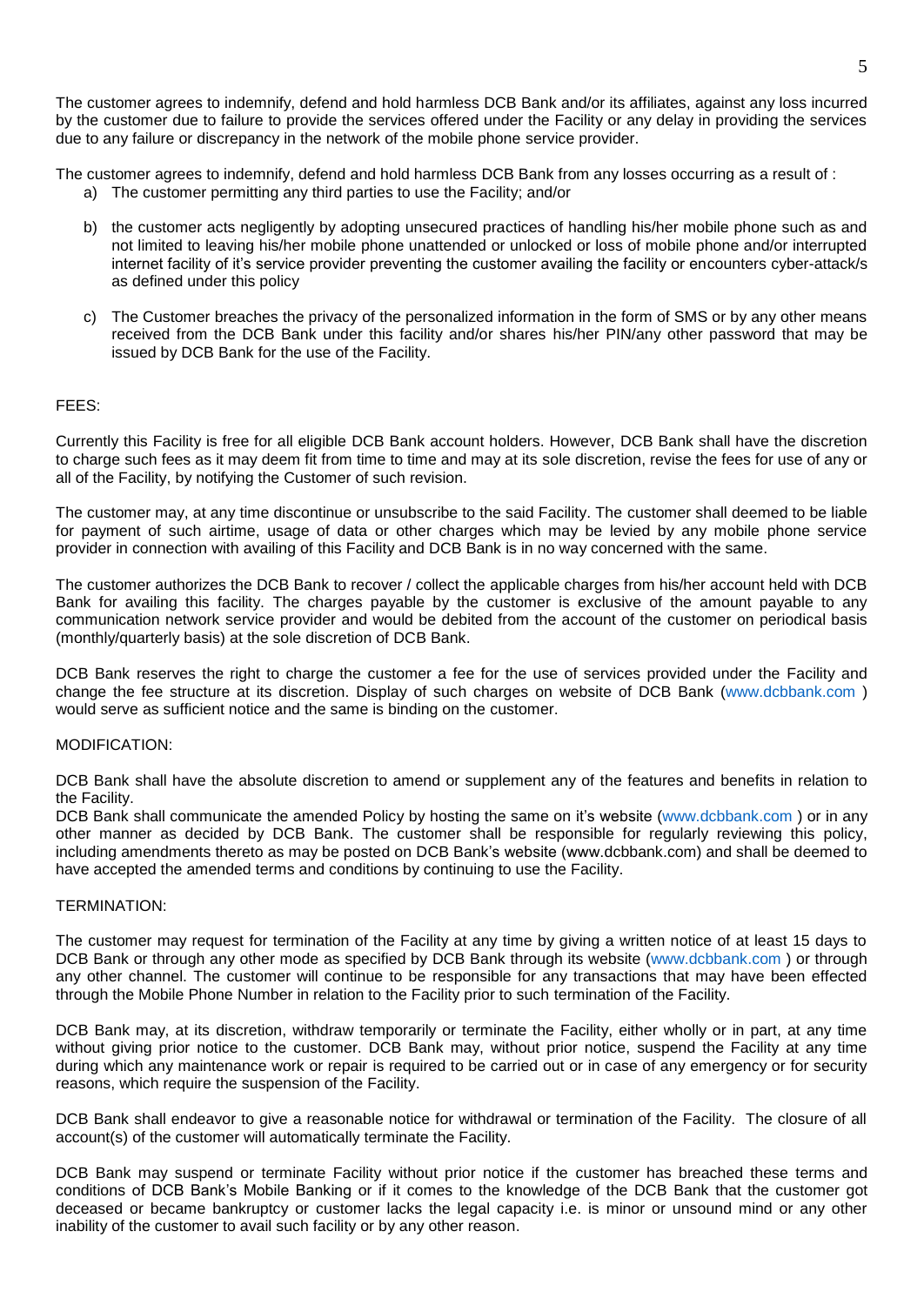The customer agrees to indemnify, defend and hold harmless DCB Bank and/or its affiliates, against any loss incurred by the customer due to failure to provide the services offered under the Facility or any delay in providing the services due to any failure or discrepancy in the network of the mobile phone service provider.

The customer agrees to indemnify, defend and hold harmless DCB Bank from any losses occurring as a result of :

a) The customer permitting any third parties to use the Facility; and/or

b) the customer acts negligently by adopting unsecured practices of handling his/her mobile phone such as and not limited to leaving his/her mobile phone unattended or unlocked or loss of mobile phone and/or interrupted internet facility of it's service provider preventing the customer availing the facility or encounters cyber-attack/s as defined under this policy

c) The Customer breaches the privacy of the personalized information in the form of SMS or by any other means received from the DCB Bank under this facility and/or shares his/her PIN/any other password that may be issued by DCB Bank for the use of the Facility.

FEES:

Currently this Facility is free for all eligible DCB Bank account holders. However, DCB Bank shall have the discretion to charge such fees as it may deem fit from time to time and may at its sole discretion, revise the fees for use of any or all of the Facility, by notifying the Customer of such revision.

The customer may, at any time discontinue or unsubscribe to the said Facility. The customer shall deemed to be liable for payment of such airtime, usage of data or other charges which may be levied by any mobile phone service provider in connection with availing of this Facility and DCB Bank is in no way concerned with the same.

The customer authorizes the DCB Bank to recover / collect the applicable charges from his/her account held with DCB Bank for availing this facility. The charges payable by the customer is exclusive of the amount payable to any communication network service provider and would be debited from the account of the customer on periodical basis (monthly/quarterly basis) at the sole discretion of DCB Bank.

DCB Bank reserves the right to charge the customer a fee for the use of services provided under the Facility and change the fee structure at its discretion. Display of such charges on website of DCB Bank (www.dcbbank.com ) would serve as sufficient notice and the same is binding on the customer.

MODIFICATION:

DCB Bank shall have the absolute discretion to amend or supplement any of the features and benefits in relation to the Facility.

DCB Bank shall communicate the amended Policy by hosting the same on it's website (www.dcbbank.com ) or in any other manner as decided by DCB Bank. The customer shall be responsible for regularly reviewing this policy, including amendments thereto as may be posted on DCB Bank's website (www.dcbbank.com) and shall be deemed to have accepted the amended terms and conditions by continuing to use the Facility.

TERMINATION:

The customer may request for termination of the Facility at any time by giving a written notice of at least 15 days to DCB Bank or through any other mode as specified by DCB Bank through its website (www.dcbbank.com ) or through any other channel. The customer will continue to be responsible for any transactions that may have been effected through the Mobile Phone Number in relation to the Facility prior to such termination of the Facility.

DCB Bank may, at its discretion, withdraw temporarily or terminate the Facility, either wholly or in part, at any time without giving prior notice to the customer. DCB Bank may, without prior notice, suspend the Facility at any time during which any maintenance work or repair is required to be carried out or in case of any emergency or for security reasons, which require the suspension of the Facility.

DCB Bank shall endeavor to give a reasonable notice for withdrawal or termination of the Facility. The closure of all account(s) of the customer will automatically terminate the Facility.

DCB Bank may suspend or terminate Facility without prior notice if the customer has breached these terms and conditions of DCB Bank's Mobile Banking or if it comes to the knowledge of the DCB Bank that the customer got deceased or became bankruptcy or customer lacks the legal capacity i.e. is minor or unsound mind or any other inability of the customer to avail such facility or by any other reason.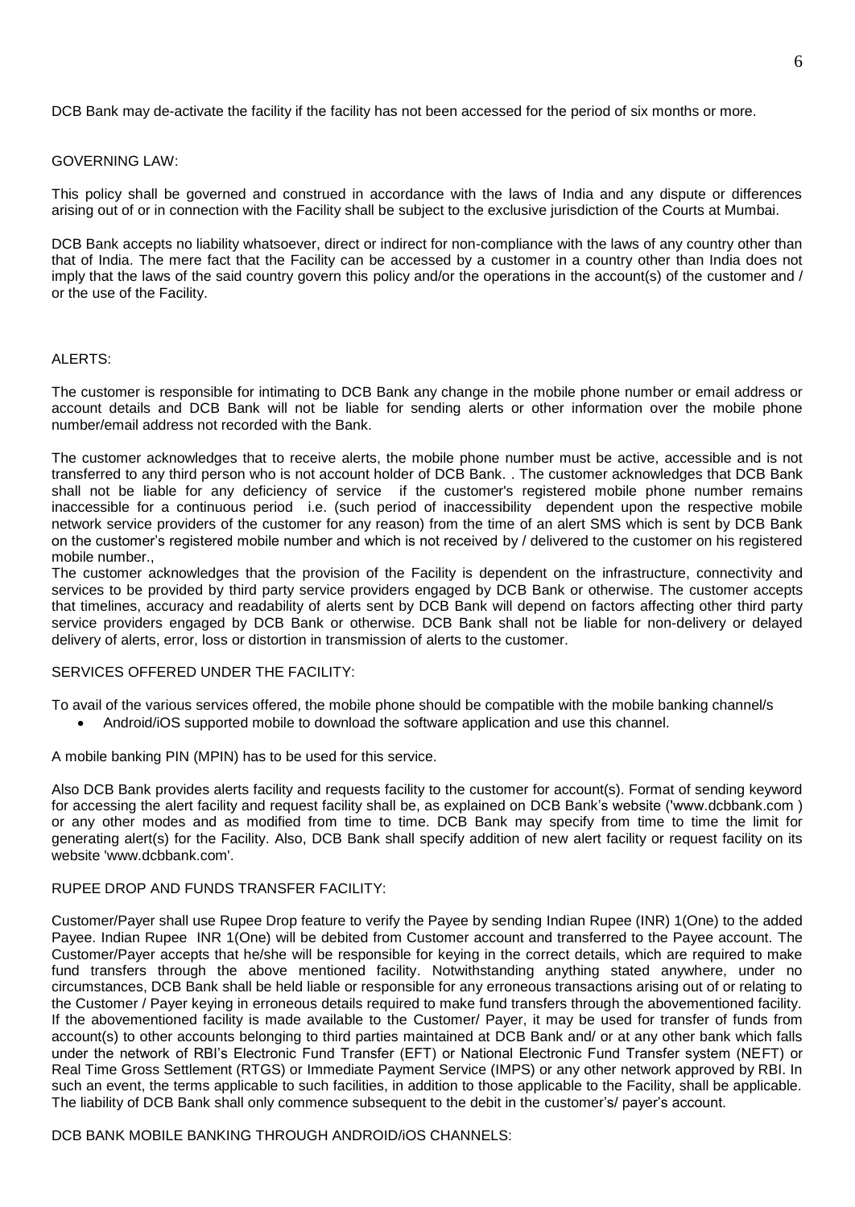DCB Bank may de-activate the facility if the facility has not been accessed for the period of six months or more.

## GOVERNING LAW:

This policy shall be governed and construed in accordance with the laws of India and any dispute or differences arising out of or in connection with the Facility shall be subject to the exclusive jurisdiction of the Courts at Mumbai.

DCB Bank accepts no liability whatsoever, direct or indirect for non-compliance with the laws of any country other than that of India. The mere fact that the Facility can be accessed by a customer in a country other than India does not imply that the laws of the said country govern this policy and/or the operations in the account(s) of the customer and / or the use of the Facility.

## ALERTS:

The customer is responsible for intimating to DCB Bank any change in the mobile phone number or email address or account details and DCB Bank will not be liable for sending alerts or other information over the mobile phone number/email address not recorded with the Bank.

The customer acknowledges that to receive alerts, the mobile phone number must be active, accessible and is not transferred to any third person who is not account holder of DCB Bank. . The customer acknowledges that DCB Bank shall not be liable for any deficiency of service if the customer's registered mobile phone number remains inaccessible for a continuous period i.e. (such period of inaccessibility dependent upon the respective mobile network service providers of the customer for any reason) from the time of an alert SMS which is sent by DCB Bank on the customer's registered mobile number and which is not received by / delivered to the customer on his registered mobile number.,

The customer acknowledges that the provision of the Facility is dependent on the infrastructure, connectivity and services to be provided by third party service providers engaged by DCB Bank or otherwise. The customer accepts that timelines, accuracy and readability of alerts sent by DCB Bank will depend on factors affecting other third party service providers engaged by DCB Bank or otherwise. DCB Bank shall not be liable for non-delivery or delayed delivery of alerts, error, loss or distortion in transmission of alerts to the customer.

## SERVICES OFFERED UNDER THE FACILITY:

To avail of the various services offered, the mobile phone should be compatible with the mobile banking channel/s

- Android/iOS supported mobile to download the software application and use this channel.

A mobile banking PIN (MPIN) has to be used for this service.

Also DCB Bank provides alerts facility and requests facility to the customer for account(s). Format of sending keyword for accessing the alert facility and request facility shall be, as explained on DCB Bank's website ('www.dcbbank.com ) or any other modes and as modified from time to time. DCB Bank may specify from time to time the limit for generating alert(s) for the Facility. Also, DCB Bank shall specify addition of new alert facility or request facility on its website 'www.dcbbank.com'.

## RUPEE DROP AND FUNDS TRANSFER FACILITY:

Customer/Payer shall use Rupee Drop feature to verify the Payee by sending Indian Rupee (INR) 1(One) to the added Payee. Indian Rupee INR 1(One) will be debited from Customer account and transferred to the Payee account. The Customer/Payer accepts that he/she will be responsible for keying in the correct details, which are required to make fund transfers through the above mentioned facility. Notwithstanding anything stated anywhere, under no circumstances, DCB Bank shall be held liable or responsible for any erroneous transactions arising out of or relating to the Customer / Payer keying in erroneous details required to make fund transfers through the abovementioned facility. If the abovementioned facility is made available to the Customer/ Payer, it may be used for transfer of funds from account(s) to other accounts belonging to third parties maintained at DCB Bank and/ or at any other bank which falls under the network of RBI's Electronic Fund Transfer (EFT) or National Electronic Fund Transfer system (NEFT) or Real Time Gross Settlement (RTGS) or Immediate Payment Service (IMPS) or any other network approved by RBI. In such an event, the terms applicable to such facilities, in addition to those applicable to the Facility, shall be applicable. The liability of DCB Bank shall only commence subsequent to the debit in the customer's/ payer's account.

## DCB BANK MOBILE BANKING THROUGH ANDROID/iOS CHANNELS: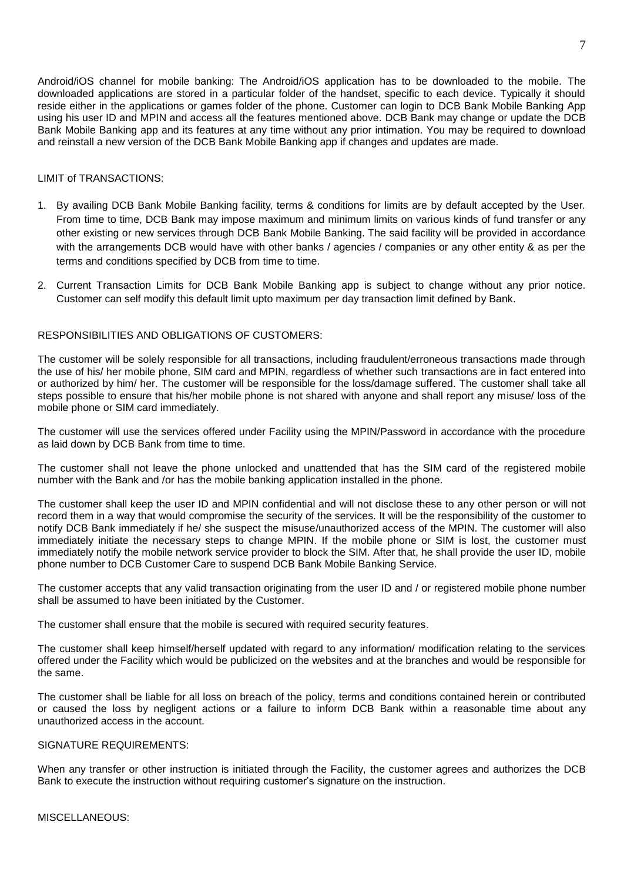Android/iOS channel for mobile banking: The Android/iOS application has to be downloaded to the mobile. The downloaded applications are stored in a particular folder of the handset, specific to each device. Typically it should reside either in the applications or games folder of the phone. Customer can login to DCB Bank Mobile Banking App using his user ID and MPIN and access all the features mentioned above. DCB Bank may change or update the DCB Bank Mobile Banking app and its features at any time without any prior intimation. You may be required to download and reinstall a new version of the DCB Bank Mobile Banking app if changes and updates are made.

LIMIT of TRANSACTIONS:

1. By availing DCB Bank Mobile Banking facility, terms & conditions for limits are by default accepted by the User. From time to time, DCB Bank may impose maximum and minimum limits on various kinds of fund transfer or any other existing or new services through DCB Bank Mobile Banking. The said facility will be provided in accordance with the arrangements DCB would have with other banks / agencies / companies or any other entity & as per the terms and conditions specified by DCB from time to time.
2. Current Transaction Limits for DCB Bank Mobile Banking app is subject to change without any prior notice. Customer can self modify this default limit upto maximum per day transaction limit defined by Bank.

RESPONSIBILITIES AND OBLIGATIONS OF CUSTOMERS:

The customer will be solely responsible for all transactions, including fraudulent/erroneous transactions made through the use of his/ her mobile phone, SIM card and MPIN, regardless of whether such transactions are in fact entered into or authorized by him/ her. The customer will be responsible for the loss/damage suffered. The customer shall take all steps possible to ensure that his/her mobile phone is not shared with anyone and shall report any misuse/ loss of the mobile phone or SIM card immediately.

The customer will use the services offered under Facility using the MPIN/Password in accordance with the procedure as laid down by DCB Bank from time to time.

The customer shall not leave the phone unlocked and unattended that has the SIM card of the registered mobile number with the Bank and /or has the mobile banking application installed in the phone.

The customer shall keep the user ID and MPIN confidential and will not disclose these to any other person or will not record them in a way that would compromise the security of the services. It will be the responsibility of the customer to notify DCB Bank immediately if he/ she suspect the misuse/unauthorized access of the MPIN. The customer will also immediately initiate the necessary steps to change MPIN. If the mobile phone or SIM is lost, the customer must immediately notify the mobile network service provider to block the SIM. After that, he shall provide the user ID, mobile phone number to DCB Customer Care to suspend DCB Bank Mobile Banking Service.

The customer accepts that any valid transaction originating from the user ID and / or registered mobile phone number shall be assumed to have been initiated by the Customer.

The customer shall ensure that the mobile is secured with required security features.

The customer shall keep himself/herself updated with regard to any information/ modification relating to the services offered under the Facility which would be publicized on the websites and at the branches and would be responsible for the same.

The customer shall be liable for all loss on breach of the policy, terms and conditions contained herein or contributed or caused the loss by negligent actions or a failure to inform DCB Bank within a reasonable time about any unauthorized access in the account.

SIGNATURE REQUIREMENTS:

When any transfer or other instruction is initiated through the Facility, the customer agrees and authorizes the DCB Bank to execute the instruction without requiring customer's signature on the instruction.

MISCELLANEOUS: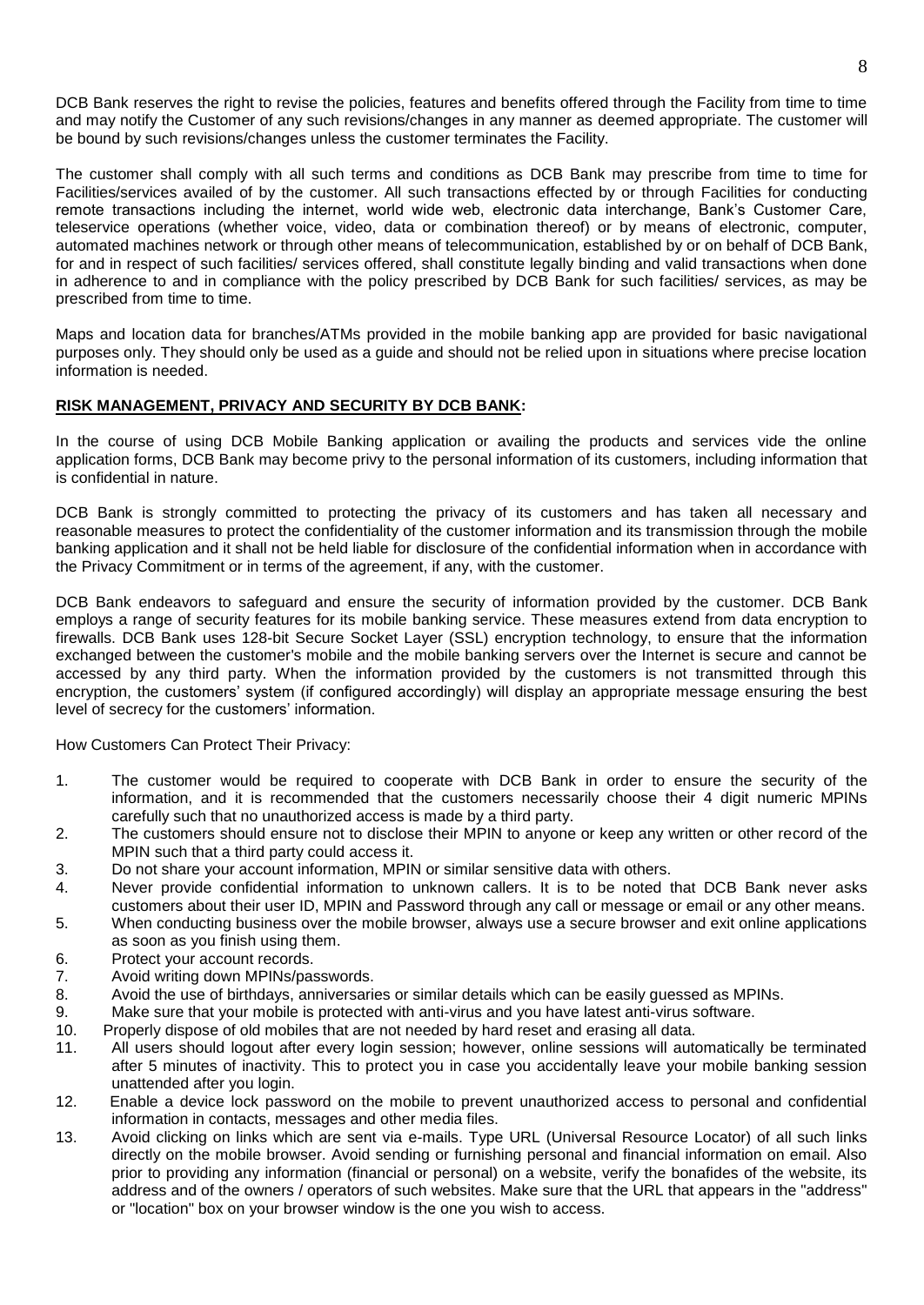DCB Bank reserves the right to revise the policies, features and benefits offered through the Facility from time to time and may notify the Customer of any such revisions/changes in any manner as deemed appropriate. The customer will be bound by such revisions/changes unless the customer terminates the Facility.

The customer shall comply with all such terms and conditions as DCB Bank may prescribe from time to time for Facilities/services availed of by the customer. All such transactions effected by or through Facilities for conducting remote transactions including the internet, world wide web, electronic data interchange, Bank's Customer Care, teleservice operations (whether voice, video, data or combination thereof) or by means of electronic, computer, automated machines network or through other means of telecommunication, established by or on behalf of DCB Bank, for and in respect of such facilities/ services offered, shall constitute legally binding and valid transactions when done in adherence to and in compliance with the policy prescribed by DCB Bank for such facilities/ services, as may be prescribed from time to time.

Maps and location data for branches/ATMs provided in the mobile banking app are provided for basic navigational purposes only. They should only be used as a guide and should not be relied upon in situations where precise location information is needed.

**RISK MANAGEMENT, PRIVACY AND SECURITY BY DCB BANK:**

In the course of using DCB Mobile Banking application or availing the products and services vide the online application forms, DCB Bank may become privy to the personal information of its customers, including information that is confidential in nature.

DCB Bank is strongly committed to protecting the privacy of its customers and has taken all necessary and reasonable measures to protect the confidentiality of the customer information and its transmission through the mobile banking application and it shall not be held liable for disclosure of the confidential information when in accordance with the Privacy Commitment or in terms of the agreement, if any, with the customer.

DCB Bank endeavors to safeguard and ensure the security of information provided by the customer. DCB Bank employs a range of security features for its mobile banking service. These measures extend from data encryption to firewalls. DCB Bank uses 128-bit Secure Socket Layer (SSL) encryption technology, to ensure that the information exchanged between the customer's mobile and the mobile banking servers over the Internet is secure and cannot be accessed by any third party. When the information provided by the customers is not transmitted through this encryption, the customers' system (if configured accordingly) will display an appropriate message ensuring the best level of secrecy for the customers' information.

How Customers Can Protect Their Privacy:

1. The customer would be required to cooperate with DCB Bank in order to ensure the security of the information, and it is recommended that the customers necessarily choose their 4 digit numeric MPINs carefully such that no unauthorized access is made by a third party.
2. The customers should ensure not to disclose their MPIN to anyone or keep any written or other record of the MPIN such that a third party could access it.
3. Do not share your account information, MPIN or similar sensitive data with others.
4. Never provide confidential information to unknown callers. It is to be noted that DCB Bank never asks customers about their user ID, MPIN and Password through any call or message or email or any other means.
5. When conducting business over the mobile browser, always use a secure browser and exit online applications as soon as you finish using them.
6. Protect your account records.
7. Avoid writing down MPINs/passwords.
8. Avoid the use of birthdays, anniversaries or similar details which can be easily guessed as MPINs.
9. Make sure that your mobile is protected with anti-virus and you have latest anti-virus software.
10. Properly dispose of old mobiles that are not needed by hard reset and erasing all data.
11. All users should logout after every login session; however, online sessions will automatically be terminated after 5 minutes of inactivity. This to protect you in case you accidentally leave your mobile banking session unattended after you login.
12. Enable a device lock password on the mobile to prevent unauthorized access to personal and confidential information in contacts, messages and other media files.
13. Avoid clicking on links which are sent via e-mails. Type URL (Universal Resource Locator) of all such links directly on the mobile browser. Avoid sending or furnishing personal and financial information on email. Also prior to providing any information (financial or personal) on a website, verify the bonafides of the website, its address and of the owners / operators of such websites. Make sure that the URL that appears in the "address" or "location" box on your browser window is the one you wish to access.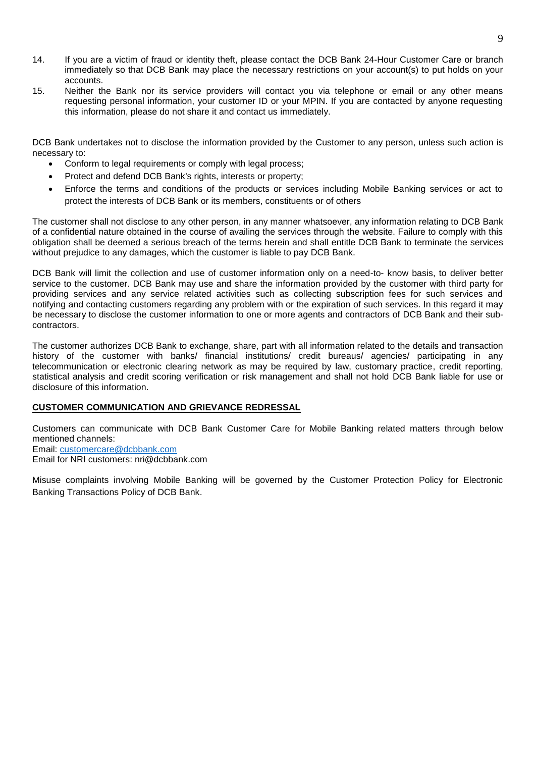14. If you are a victim of fraud or identity theft, please contact the DCB Bank 24-Hour Customer Care or branch immediately so that DCB Bank may place the necessary restrictions on your account(s) to put holds on your accounts.
15. Neither the Bank nor its service providers will contact you via telephone or email or any other means requesting personal information, your customer ID or your MPIN. If you are contacted by anyone requesting this information, please do not share it and contact us immediately.

DCB Bank undertakes not to disclose the information provided by the Customer to any person, unless such action is necessary to:

- Conform to legal requirements or comply with legal process;
- Protect and defend DCB Bank's rights, interests or property;
- Enforce the terms and conditions of the products or services including Mobile Banking services or act to protect the interests of DCB Bank or its members, constituents or of others

The customer shall not disclose to any other person, in any manner whatsoever, any information relating to DCB Bank of a confidential nature obtained in the course of availing the services through the website. Failure to comply with this obligation shall be deemed a serious breach of the terms herein and shall entitle DCB Bank to terminate the services without prejudice to any damages, which the customer is liable to pay DCB Bank.

DCB Bank will limit the collection and use of customer information only on a need-to- know basis, to deliver better service to the customer. DCB Bank may use and share the information provided by the customer with third party for providing services and any service related activities such as collecting subscription fees for such services and notifying and contacting customers regarding any problem with or the expiration of such services. In this regard it may be necessary to disclose the customer information to one or more agents and contractors of DCB Bank and their sub-contractors.

The customer authorizes DCB Bank to exchange, share, part with all information related to the details and transaction history of the customer with banks/ financial institutions/ credit bureaus/ agencies/ participating in any telecommunication or electronic clearing network as may be required by law, customary practice, credit reporting, statistical analysis and credit scoring verification or risk management and shall not hold DCB Bank liable for use or disclosure of this information.

## CUSTOMER COMMUNICATION AND GRIEVANCE REDRESSAL

Customers can communicate with DCB Bank Customer Care for Mobile Banking related matters through below mentioned channels:
Email: customercare@dcbbank.com
Email for NRI customers: nri@dcbbank.com

Misuse complaints involving Mobile Banking will be governed by the Customer Protection Policy for Electronic Banking Transactions Policy of DCB Bank.